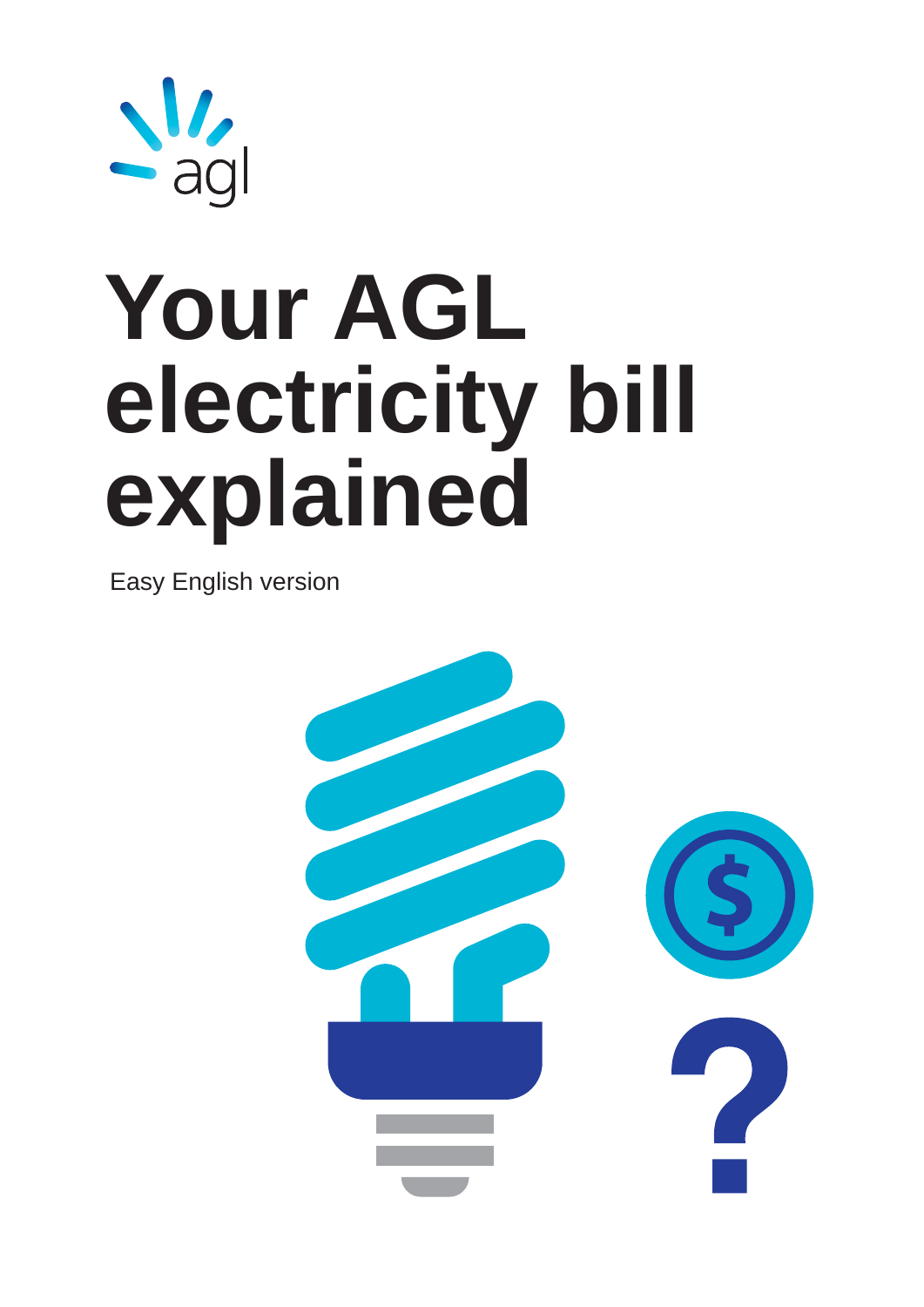# Your AGL electricity bill explained

Easy English version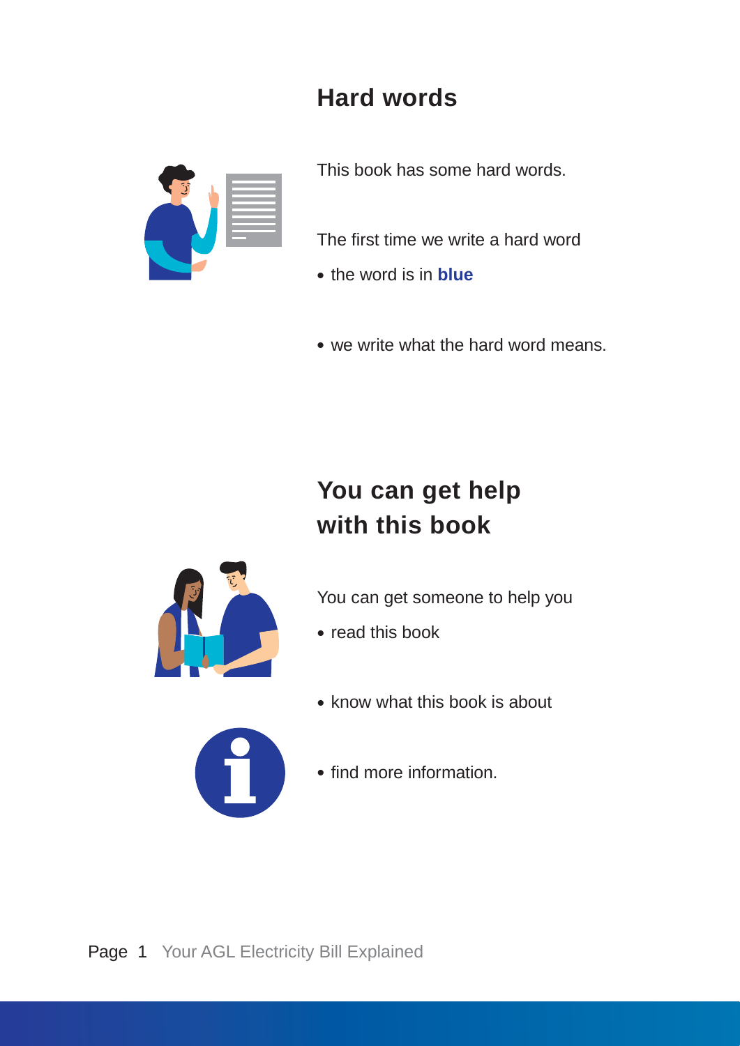## Hard words

This book has some hard words.

The first time we write a hard word

- the word is in **blue**
- we write what the hard word means.

## You can get help with this book

You can get someone to help you

- read this book
- know what this book is about
- find more information.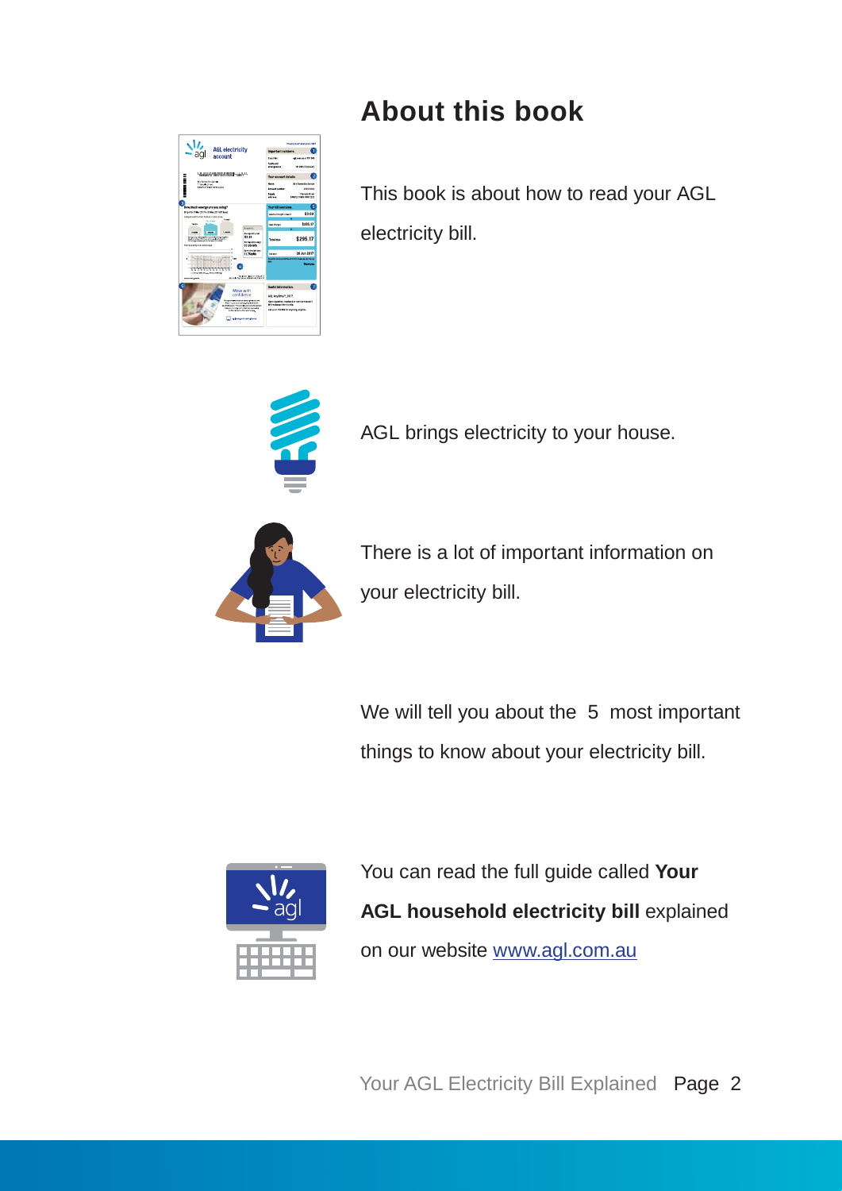# About this book

This book is about how to read your AGL electricity bill.

AGL brings electricity to your house.

There is a lot of important information on your electricity bill.

We will tell you about the 5 most important things to know about your electricity bill.

You can read the full guide called **Your AGL household electricity bill** explained on our website [www.agl.com.au](www.agl.com.au)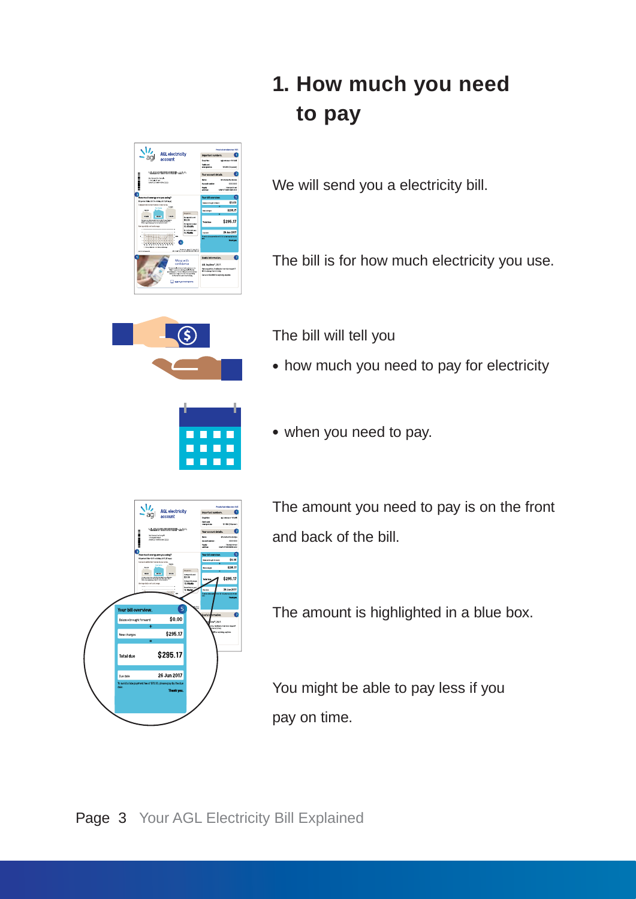# 1. How much you need to pay

We will send you a electricity bill.

The bill is for how much electricity you use.

The bill will tell you

- how much you need to pay for electricity
- when you need to pay.

The amount you need to pay is on the front and back of the bill.

The amount is highlighted in a blue box.

You might be able to pay less if you pay on time.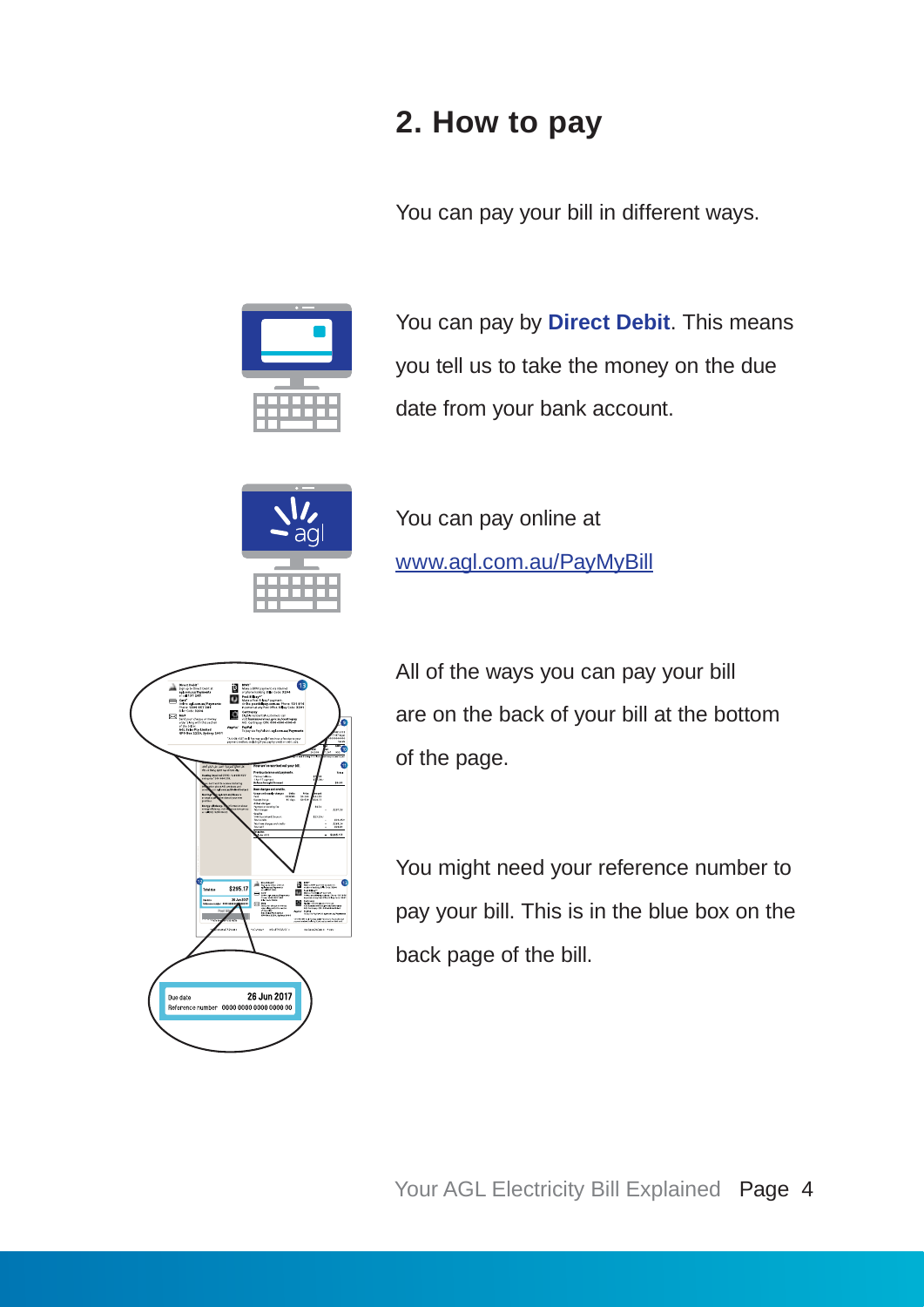## 2. How to pay

You can pay your bill in different ways.

You can pay by **Direct Debit**. This means you tell us to take the money on the due date from your bank account.

You can pay online at [www.agl.com.au/PayMyBill](http://www.agl.com.au/PayMyBill)

All of the ways you can pay your bill are on the back of your bill at the bottom of the page.

You might need your reference number to pay your bill. This is in the blue box on the back page of the bill.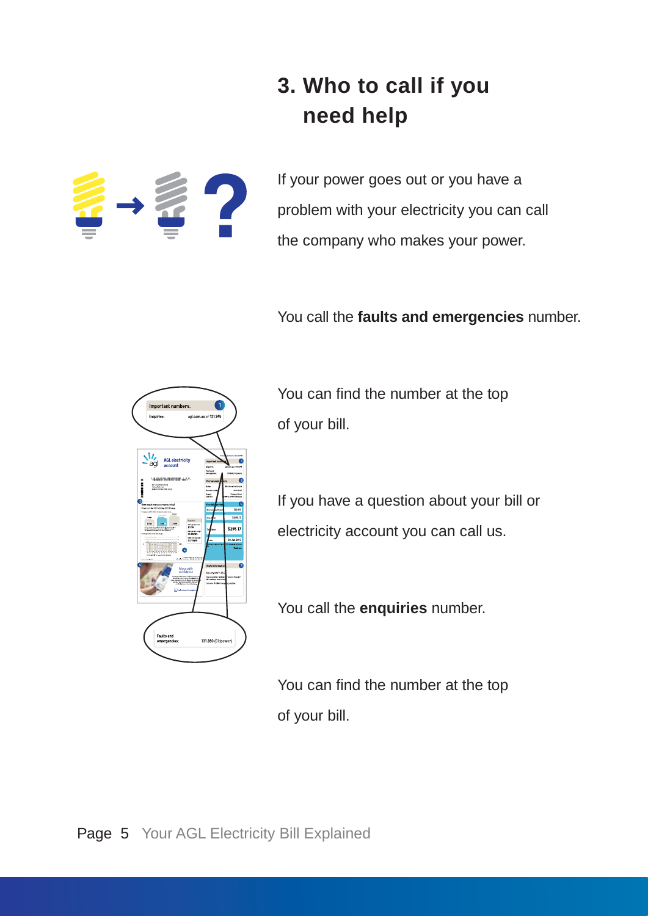# 3. Who to call if you need help

If your power goes out or you have a problem with your electricity you can call the company who makes your power.

You call the **faults and emergencies** number.

You can find the number at the top of your bill.

If you have a question about your bill or electricity account you can call us.

You call the **enquiries** number.

You can find the number at the top of your bill.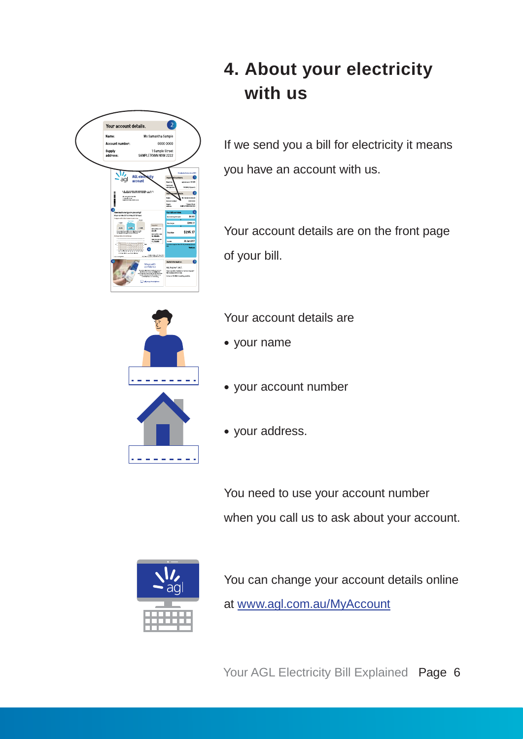# 4. About your electricity with us

If we send you a bill for electricity it means you have an account with us.

Your account details are on the front page of your bill.

Your account details are

- your name
- your account number
- your address.

You need to use your account number when you call us to ask about your account.

You can change your account details online at www.agl.com.au/MyAccount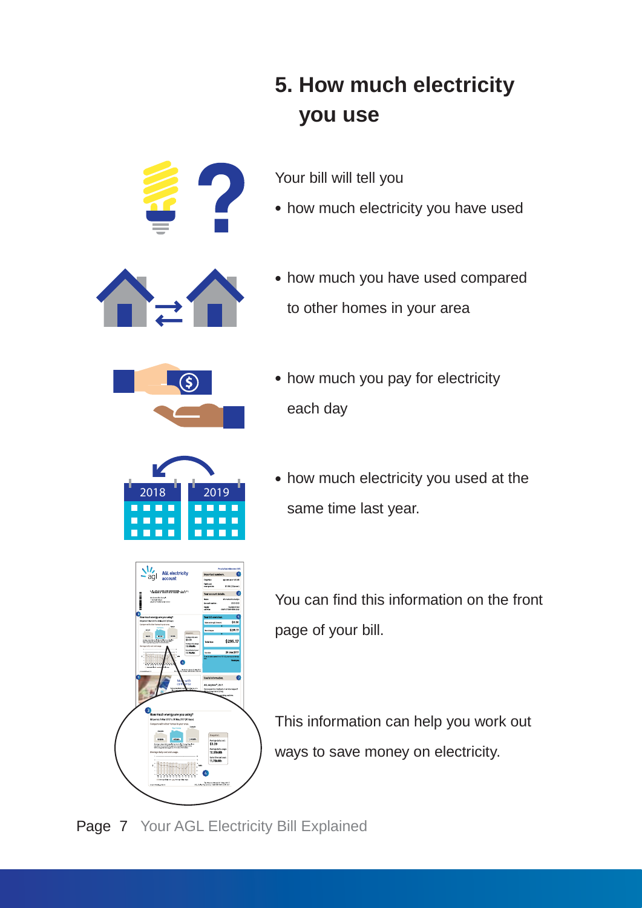## 5. How much electricity you use

Your bill will tell you

- how much electricity you have used
- how much you have used compared to other homes in your area
- how much you pay for electricity each day
- how much electricity you used at the same time last year.

You can find this information on the front page of your bill.

This information can help you work out ways to save money on electricity.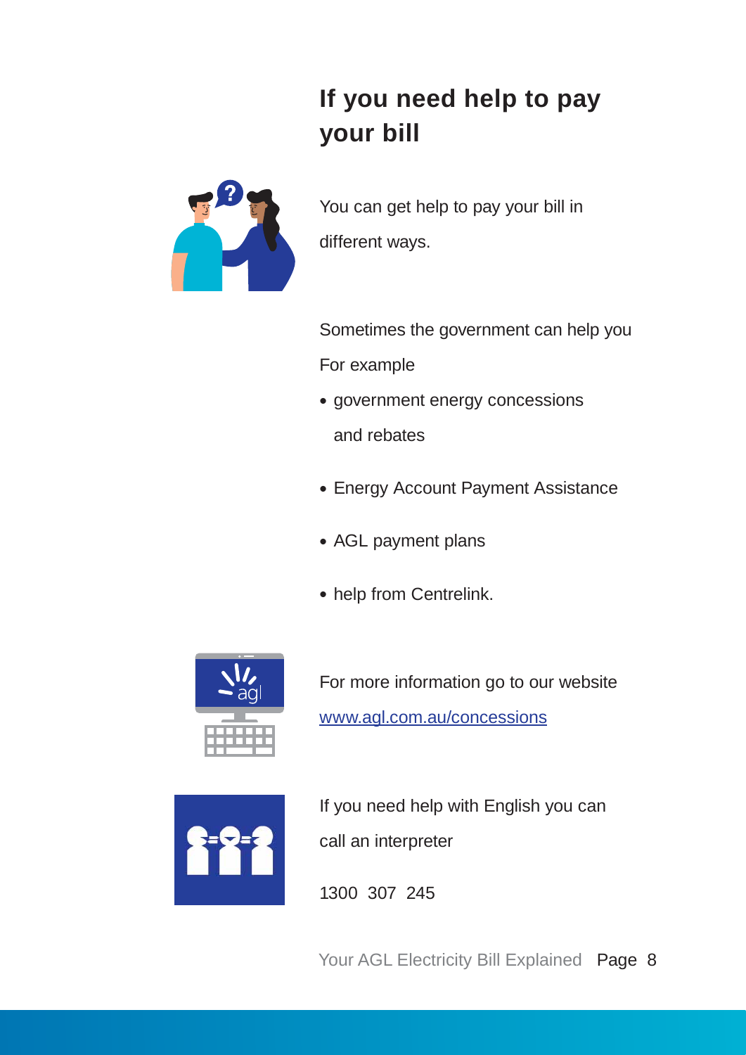# If you need help to pay your bill

You can get help to pay your bill in different ways.

Sometimes the government can help you

For example

- government energy concessions and rebates
- Energy Account Payment Assistance
- AGL payment plans
- help from Centrelink.

For more information go to our website [www.agl.com.au/concessions](www.agl.com.au/concessions)

If you need help with English you can call an interpreter

1300 307 245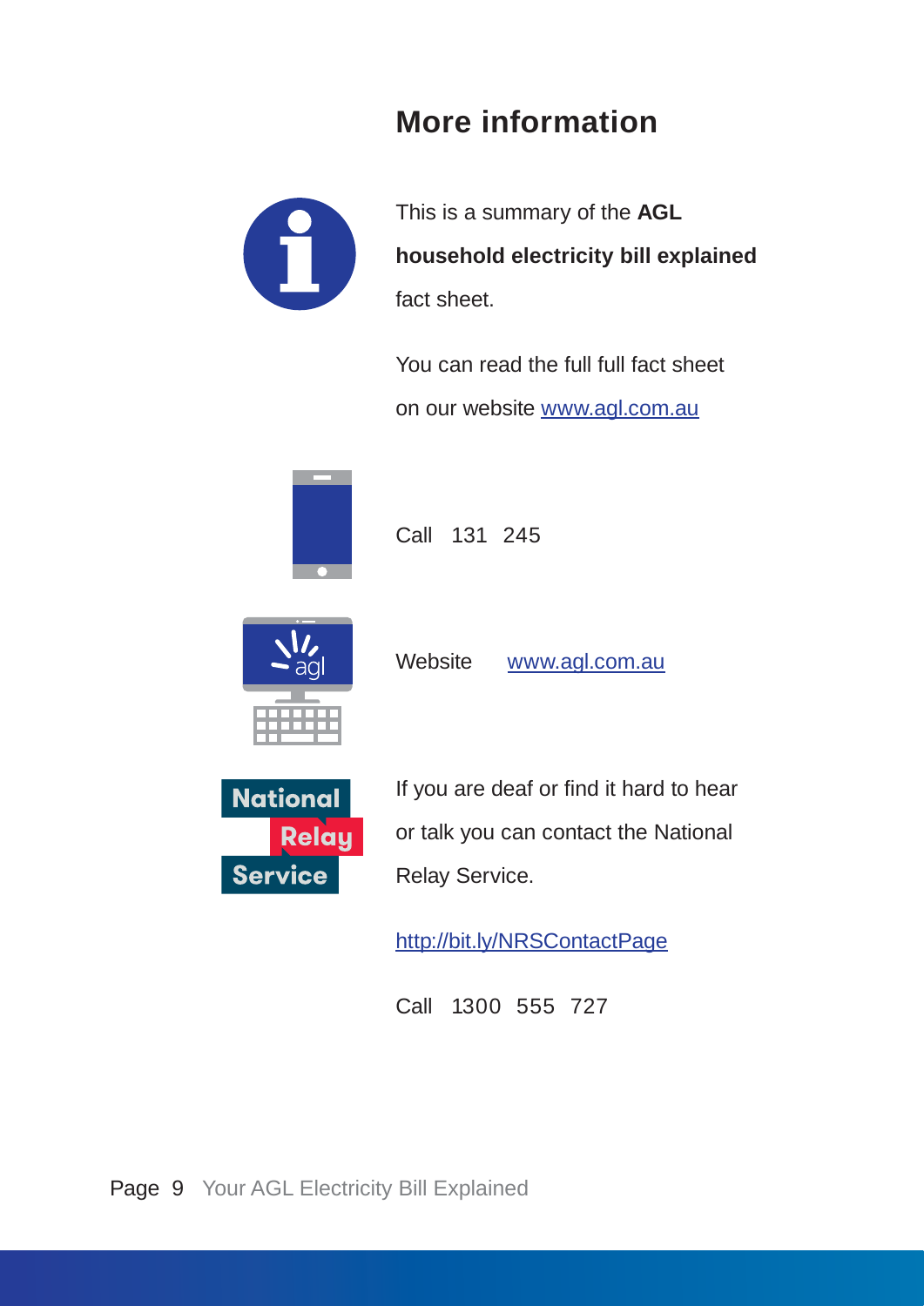## More information

This is a summary of the **AGL household electricity bill explained** fact sheet.

You can read the full full fact sheet on our website www.agl.com.au

Call 131 245

Website www.agl.com.au

If you are deaf or find it hard to hear or talk you can contact the National Relay Service.

http://bit.ly/NRSContactPage

Call 1300 555 727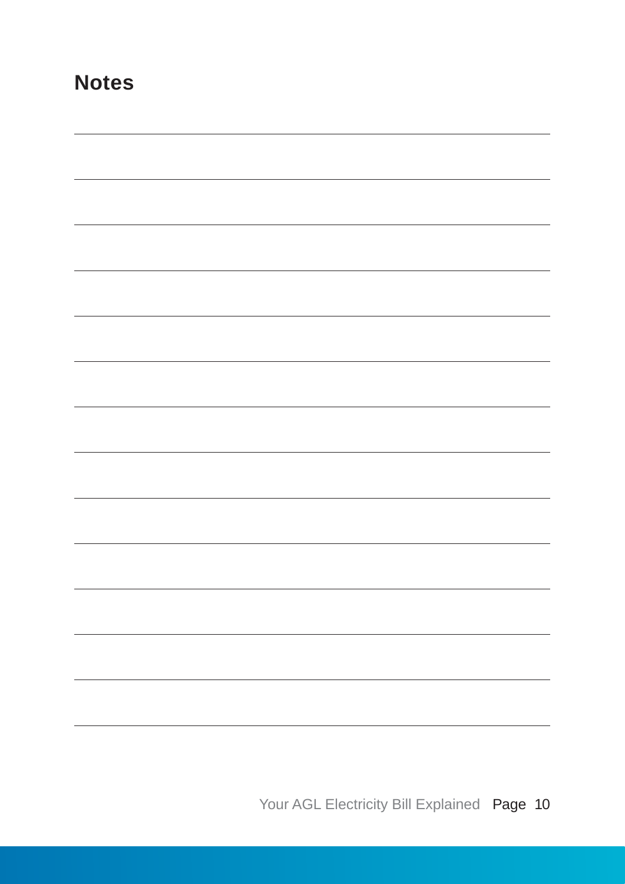## Notes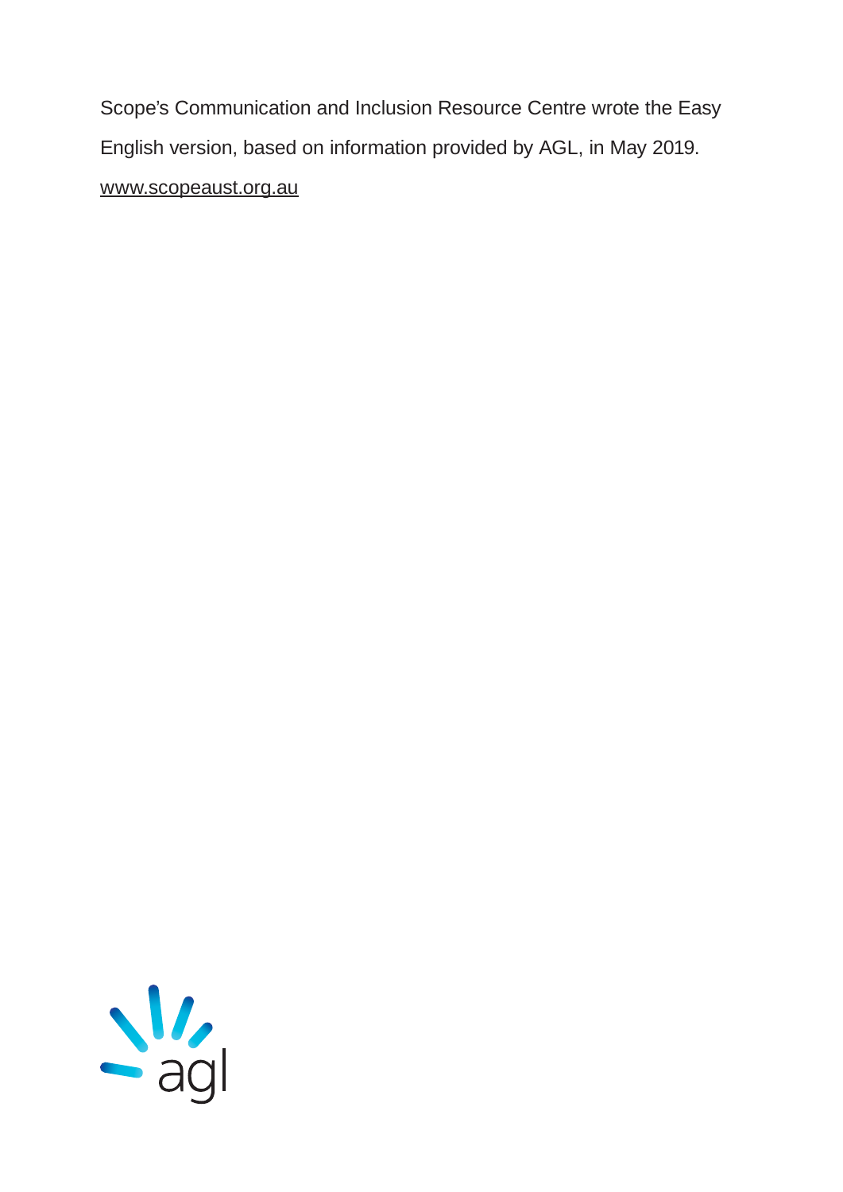Scope's Communication and Inclusion Resource Centre wrote the Easy English version, based on information provided by AGL, in May 2019.

www.scopeaust.org.au